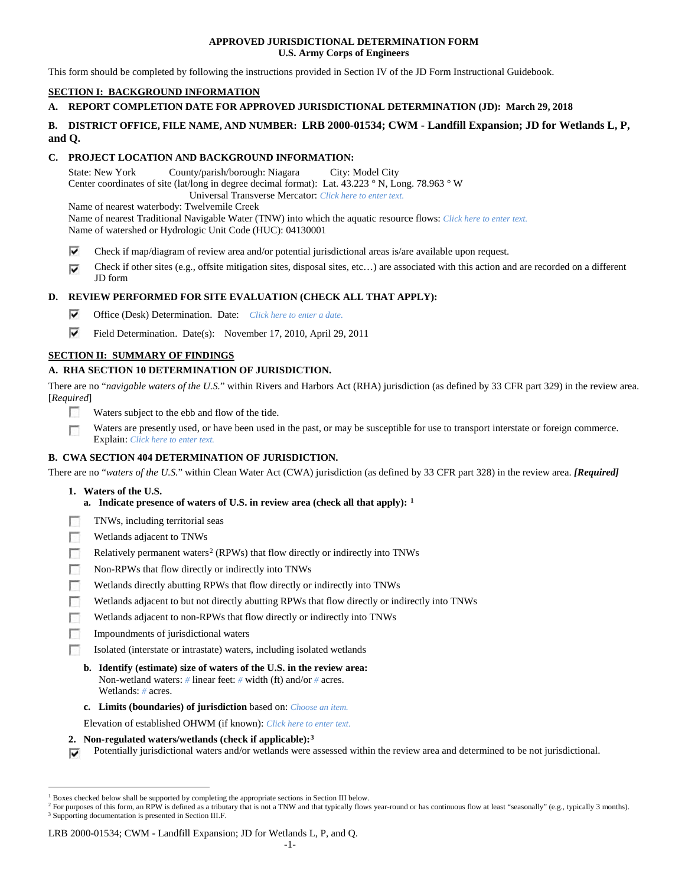**APPROVED JURISDICTIONAL DETERMINATION FORM**
**U.S. Army Corps of Engineers**

This form should be completed by following the instructions provided in Section IV of the JD Form Instructional Guidebook.

## SECTION I: BACKGROUND INFORMATION

**A. REPORT COMPLETION DATE FOR APPROVED JURISDICTIONAL DETERMINATION (JD): March 29, 2018**

**B. DISTRICT OFFICE, FILE NAME, AND NUMBER: LRB 2000-01534; CWM - Landfill Expansion; JD for Wetlands L, P, and Q.**

**C. PROJECT LOCATION AND BACKGROUND INFORMATION:**

State: New York County/parish/borough: Niagara City: Model City
Center coordinates of site (lat/long in degree decimal format): Lat. 43.223 ° N, Long. 78.963 ° W
Universal Transverse Mercator: *Click here to enter text.*
Name of nearest waterbody: Twelvemile Creek
Name of nearest Traditional Navigable Water (TNW) into which the aquatic resource flows: *Click here to enter text.*
Name of watershed or Hydrologic Unit Code (HUC): 04130001

- [x] Check if map/diagram of review area and/or potential jurisdictional areas is/are available upon request.
- [x] Check if other sites (e.g., offsite mitigation sites, disposal sites, etc…) are associated with this action and are recorded on a different JD form

**D. REVIEW PERFORMED FOR SITE EVALUATION (CHECK ALL THAT APPLY):**

- [x] Office (Desk) Determination. Date: *Click here to enter a date.*
- [x] Field Determination. Date(s): November 17, 2010, April 29, 2011

## SECTION II: SUMMARY OF FINDINGS

**A. RHA SECTION 10 DETERMINATION OF JURISDICTION.**

There are no "*navigable waters of the U.S.*" within Rivers and Harbors Act (RHA) jurisdiction (as defined by 33 CFR part 329) in the review area. [*Required*]

- [ ] Waters subject to the ebb and flow of the tide.
- [ ] Waters are presently used, or have been used in the past, or may be susceptible for use to transport interstate or foreign commerce. Explain: *Click here to enter text.*

**B. CWA SECTION 404 DETERMINATION OF JURISDICTION.**

There are no "*waters of the U.S.*" within Clean Water Act (CWA) jurisdiction (as defined by 33 CFR part 328) in the review area. ***[Required]***

**1. Waters of the U.S.**

**a. Indicate presence of waters of U.S. in review area (check all that apply):** [1]

- [ ] TNWs, including territorial seas
- [ ] Wetlands adjacent to TNWs
- [ ] Relatively permanent waters[2] (RPWs) that flow directly or indirectly into TNWs
- [ ] Non-RPWs that flow directly or indirectly into TNWs
- [ ] Wetlands directly abutting RPWs that flow directly or indirectly into TNWs
- [ ] Wetlands adjacent to but not directly abutting RPWs that flow directly or indirectly into TNWs
- [ ] Wetlands adjacent to non-RPWs that flow directly or indirectly into TNWs
- [ ] Impoundments of jurisdictional waters
- [ ] Isolated (interstate or intrastate) waters, including isolated wetlands

**b. Identify (estimate) size of waters of the U.S. in the review area:**
Non-wetland waters: *#* linear feet: *#* width (ft) and/or *#* acres.
Wetlands: *#* acres.

**c. Limits (boundaries) of jurisdiction** based on: *Choose an item.*

Elevation of established OHWM (if known): *Click here to enter text.*

**2. Non-regulated waters/wetlands (check if applicable):**[3]

- [x] Potentially jurisdictional waters and/or wetlands were assessed within the review area and determined to be not jurisdictional.

---

[1] Boxes checked below shall be supported by completing the appropriate sections in Section III below.
[2] For purposes of this form, an RPW is defined as a tributary that is not a TNW and that typically flows year-round or has continuous flow at least "seasonally" (e.g., typically 3 months).
[3] Supporting documentation is presented in Section III.F.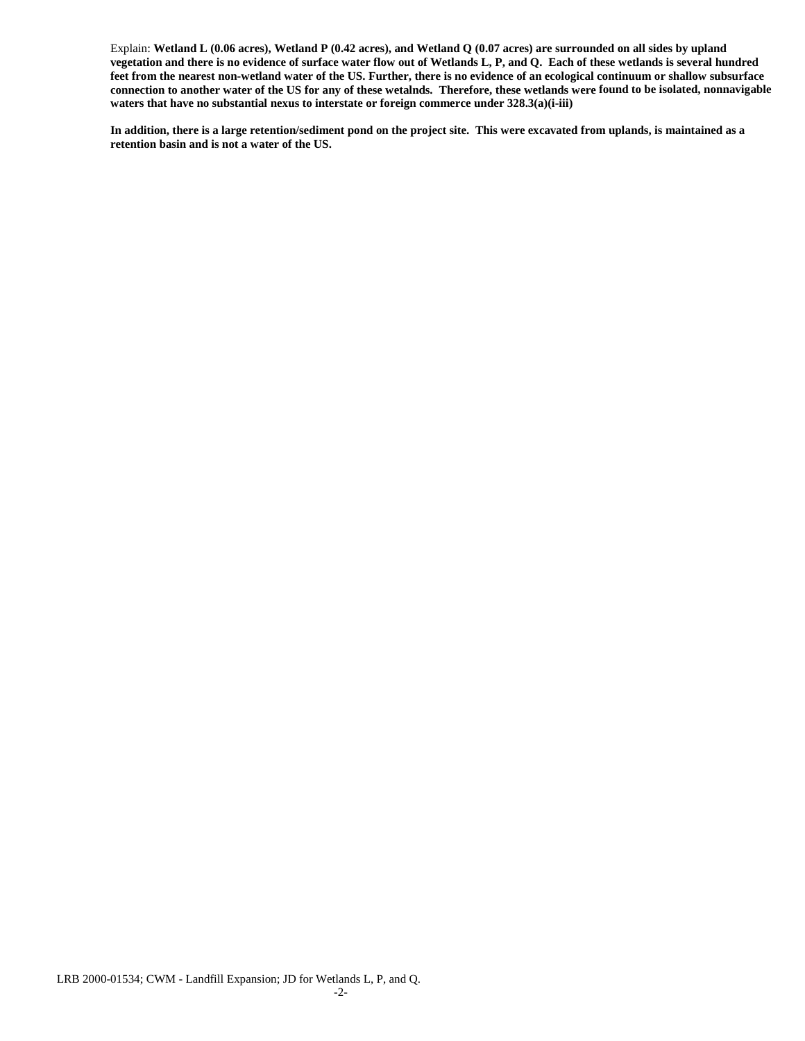Explain: **Wetland L (0.06 acres), Wetland P (0.42 acres), and Wetland Q (0.07 acres) are surrounded on all sides by upland vegetation and there is no evidence of surface water flow out of Wetlands L, P, and Q. Each of these wetlands is several hundred feet from the nearest non-wetland water of the US. Further, there is no evidence of an ecological continuum or shallow subsurface connection to another water of the US for any of these wetalnds. Therefore, these wetlands were found to be isolated, nonnavigable waters that have no substantial nexus to interstate or foreign commerce under 328.3(a)(i-iii)**

**In addition, there is a large retention/sediment pond on the project site. This were excavated from uplands, is maintained as a retention basin and is not a water of the US.**

LRB 2000-01534; CWM - Landfill Expansion; JD for Wetlands L, P, and Q.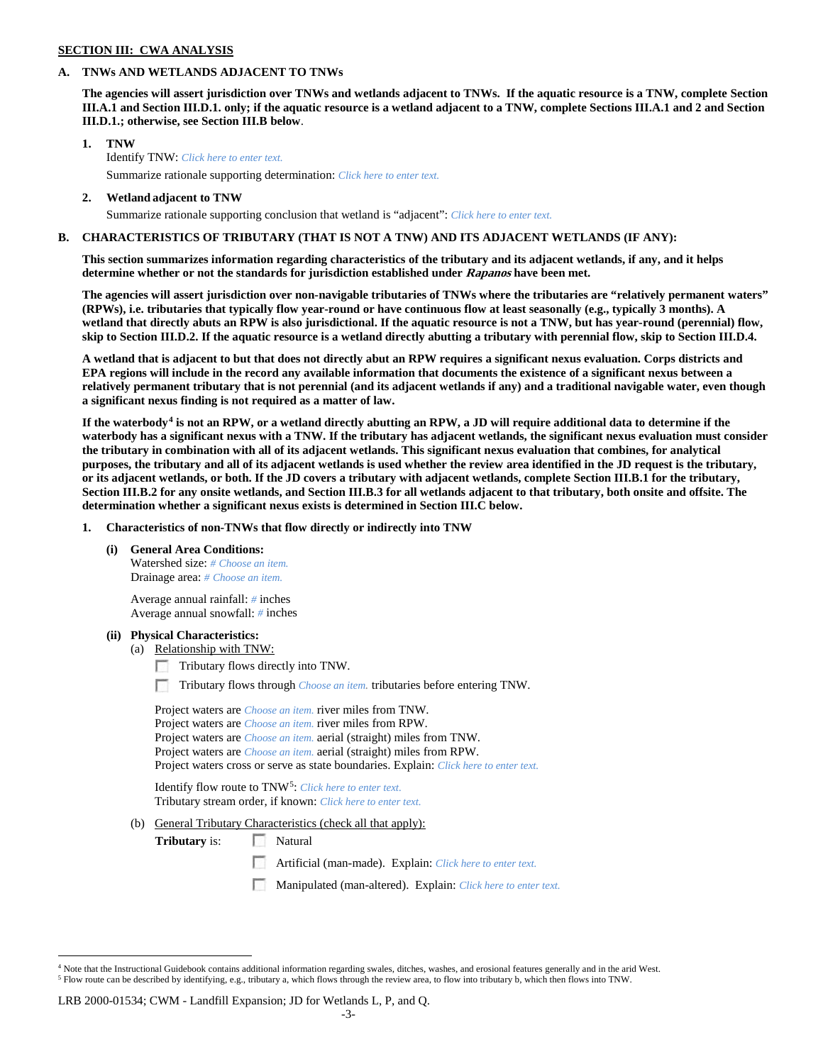**SECTION III: CWA ANALYSIS**

**A. TNWs AND WETLANDS ADJACENT TO TNWs**

**The agencies will assert jurisdiction over TNWs and wetlands adjacent to TNWs. If the aquatic resource is a TNW, complete Section III.A.1 and Section III.D.1. only; if the aquatic resource is a wetland adjacent to a TNW, complete Sections III.A.1 and 2 and Section III.D.1.; otherwise, see Section III.B below**.

**1. TNW**

Identify TNW: *Click here to enter text.*

Summarize rationale supporting determination: *Click here to enter text.*

**2. Wetland adjacent to TNW**

Summarize rationale supporting conclusion that wetland is "adjacent": *Click here to enter text.*

**B. CHARACTERISTICS OF TRIBUTARY (THAT IS NOT A TNW) AND ITS ADJACENT WETLANDS (IF ANY):**

**This section summarizes information regarding characteristics of the tributary and its adjacent wetlands, if any, and it helps determine whether or not the standards for jurisdiction established under *Rapanos* have been met.**

**The agencies will assert jurisdiction over non-navigable tributaries of TNWs where the tributaries are "relatively permanent waters" (RPWs), i.e. tributaries that typically flow year-round or have continuous flow at least seasonally (e.g., typically 3 months). A wetland that directly abuts an RPW is also jurisdictional. If the aquatic resource is not a TNW, but has year-round (perennial) flow, skip to Section III.D.2. If the aquatic resource is a wetland directly abutting a tributary with perennial flow, skip to Section III.D.4.**

**A wetland that is adjacent to but that does not directly abut an RPW requires a significant nexus evaluation. Corps districts and EPA regions will include in the record any available information that documents the existence of a significant nexus between a relatively permanent tributary that is not perennial (and its adjacent wetlands if any) and a traditional navigable water, even though a significant nexus finding is not required as a matter of law.**

**If the waterbody[4] is not an RPW, or a wetland directly abutting an RPW, a JD will require additional data to determine if the waterbody has a significant nexus with a TNW. If the tributary has adjacent wetlands, the significant nexus evaluation must consider the tributary in combination with all of its adjacent wetlands. This significant nexus evaluation that combines, for analytical purposes, the tributary and all of its adjacent wetlands is used whether the review area identified in the JD request is the tributary, or its adjacent wetlands, or both. If the JD covers a tributary with adjacent wetlands, complete Section III.B.1 for the tributary, Section III.B.2 for any onsite wetlands, and Section III.B.3 for all wetlands adjacent to that tributary, both onsite and offsite. The determination whether a significant nexus exists is determined in Section III.C below.**

**1. Characteristics of non-TNWs that flow directly or indirectly into TNW**

**(i) General Area Conditions:**

Watershed size: *# Choose an item.*
Drainage area: *# Choose an item.*

Average annual rainfall: *#* inches
Average annual snowfall: *#* inches

**(ii) Physical Characteristics:**

(a) Relationship with TNW:

☐ Tributary flows directly into TNW.

☐ Tributary flows through *Choose an item.* tributaries before entering TNW.

Project waters are *Choose an item.* river miles from TNW.
Project waters are *Choose an item.* river miles from RPW.
Project waters are *Choose an item.* aerial (straight) miles from TNW.
Project waters are *Choose an item.* aerial (straight) miles from RPW.
Project waters cross or serve as state boundaries. Explain: *Click here to enter text.*

Identify flow route to TNW[5]: *Click here to enter text.*
Tributary stream order, if known: *Click here to enter text.*

(b) General Tributary Characteristics (check all that apply):

**Tributary** is: ☐ Natural

☐ Artificial (man-made). Explain: *Click here to enter text.*

☐ Manipulated (man-altered). Explain: *Click here to enter text.*

[4] Note that the Instructional Guidebook contains additional information regarding swales, ditches, washes, and erosional features generally and in the arid West.
[5] Flow route can be described by identifying, e.g., tributary a, which flows through the review area, to flow into tributary b, which then flows into TNW.

LRB 2000-01534; CWM - Landfill Expansion; JD for Wetlands L, P, and Q.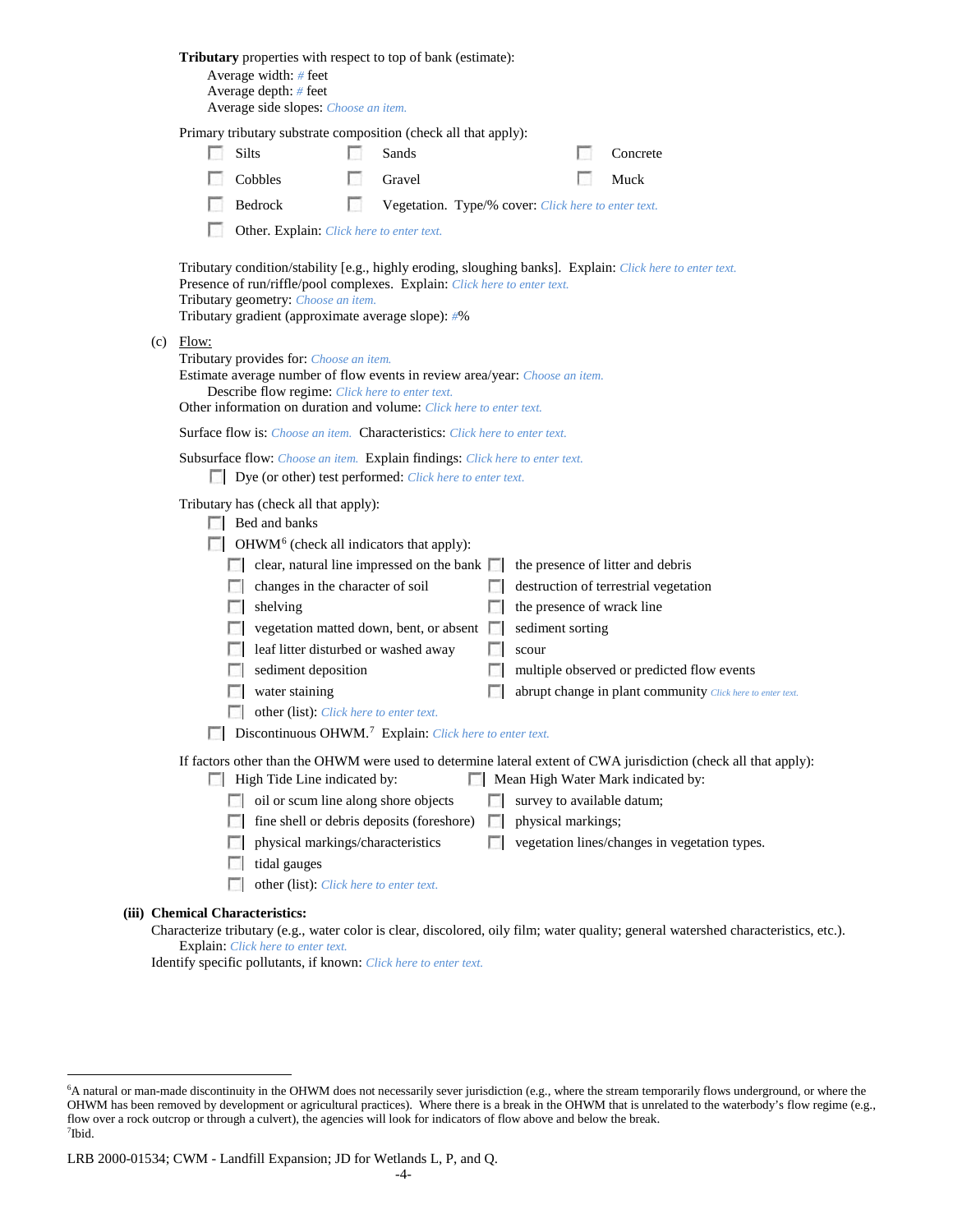**Tributary** properties with respect to top of bank (estimate):

Average width: # feet
Average depth: # feet
Average side slopes: Choose an item.

Primary tributary substrate composition (check all that apply):

- ☐ Silts
- ☐ Sands
- ☐ Concrete
- ☐ Cobbles
- ☐ Gravel
- ☐ Muck
- ☐ Bedrock
- ☐ Vegetation. Type/% cover: Click here to enter text.
- ☐ Other. Explain: Click here to enter text.

Tributary condition/stability [e.g., highly eroding, sloughing banks]. Explain: Click here to enter text.
Presence of run/riffle/pool complexes. Explain: Click here to enter text.
Tributary geometry: Choose an item.
Tributary gradient (approximate average slope): #%

(c) Flow:

Tributary provides for: Choose an item.
Estimate average number of flow events in review area/year: Choose an item.
Describe flow regime: Click here to enter text.
Other information on duration and volume: Click here to enter text.

Surface flow is: Choose an item. Characteristics: Click here to enter text.

Subsurface flow: Choose an item. Explain findings: Click here to enter text.

- ☐ Dye (or other) test performed: Click here to enter text.

Tributary has (check all that apply):

- ☐ Bed and banks
- ☐ OHWM[6] (check all indicators that apply):
  - ☐ clear, natural line impressed on the bank
  - ☐ changes in the character of soil
  - ☐ shelving
  - ☐ vegetation matted down, bent, or absent
  - ☐ leaf litter disturbed or washed away
  - ☐ sediment deposition
  - ☐ water staining
  - ☐ other (list): Click here to enter text.
  - ☐ the presence of litter and debris
  - ☐ destruction of terrestrial vegetation
  - ☐ the presence of wrack line
  - ☐ sediment sorting
  - ☐ scour
  - ☐ multiple observed or predicted flow events
  - ☐ abrupt change in plant community Click here to enter text.
- ☐ Discontinuous OHWM.[7] Explain: Click here to enter text.

If factors other than the OHWM were used to determine lateral extent of CWA jurisdiction (check all that apply):

- ☐ High Tide Line indicated by:
  - ☐ oil or scum line along shore objects
  - ☐ fine shell or debris deposits (foreshore)
  - ☐ physical markings/characteristics
  - ☐ tidal gauges
  - ☐ other (list): Click here to enter text.
- ☐ Mean High Water Mark indicated by:
  - ☐ survey to available datum;
  - ☐ physical markings;
  - ☐ vegetation lines/changes in vegetation types.

**(iii) Chemical Characteristics:**

Characterize tributary (e.g., water color is clear, discolored, oily film; water quality; general watershed characteristics, etc.).
Explain: Click here to enter text.
Identify specific pollutants, if known: Click here to enter text.

---

[6]A natural or man-made discontinuity in the OHWM does not necessarily sever jurisdiction (e.g., where the stream temporarily flows underground, or where the OHWM has been removed by development or agricultural practices). Where there is a break in the OHWM that is unrelated to the waterbody's flow regime (e.g., flow over a rock outcrop or through a culvert), the agencies will look for indicators of flow above and below the break.
[7]Ibid.

LRB 2000-01534; CWM - Landfill Expansion; JD for Wetlands L, P, and Q.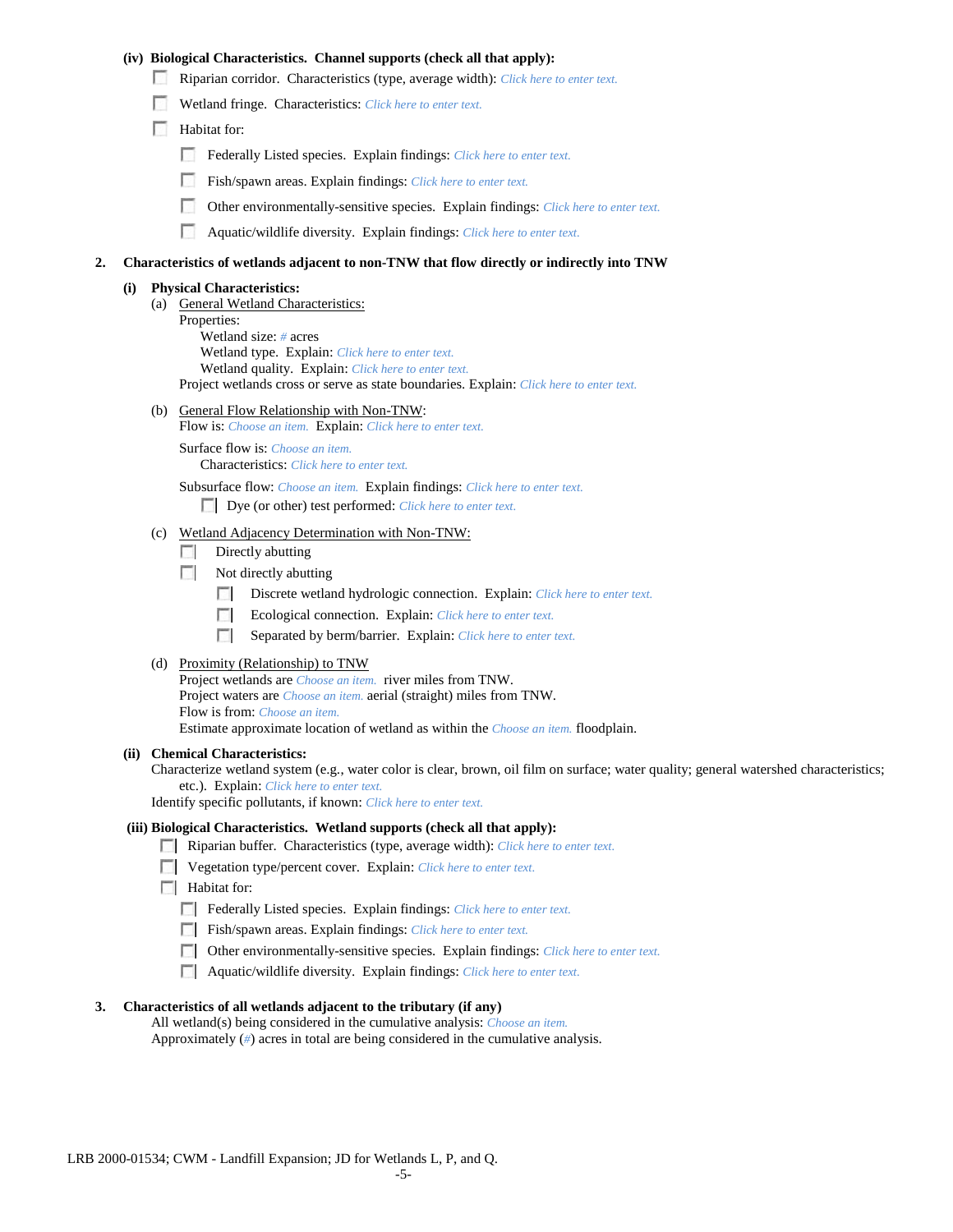**(iv) Biological Characteristics. Channel supports (check all that apply):**

- ☐ Riparian corridor. Characteristics (type, average width): *Click here to enter text.*
- ☐ Wetland fringe. Characteristics: *Click here to enter text.*
- ☐ Habitat for:
  - ☐ Federally Listed species. Explain findings: *Click here to enter text.*
  - ☐ Fish/spawn areas. Explain findings: *Click here to enter text.*
  - ☐ Other environmentally-sensitive species. Explain findings: *Click here to enter text.*
  - ☐ Aquatic/wildlife diversity. Explain findings: *Click here to enter text.*

**2. Characteristics of wetlands adjacent to non-TNW that flow directly or indirectly into TNW**

**(i) Physical Characteristics:**

(a) General Wetland Characteristics:
Properties:
Wetland size: *#* acres
Wetland type. Explain: *Click here to enter text.*
Wetland quality. Explain: *Click here to enter text.*
Project wetlands cross or serve as state boundaries. Explain: *Click here to enter text.*

(b) General Flow Relationship with Non-TNW:
Flow is: *Choose an item.* Explain: *Click here to enter text.*

Surface flow is: *Choose an item.*
Characteristics: *Click here to enter text.*

Subsurface flow: *Choose an item.* Explain findings: *Click here to enter text.*
☐ Dye (or other) test performed: *Click here to enter text.*

(c) Wetland Adjacency Determination with Non-TNW:
- ☐ Directly abutting
- ☐ Not directly abutting
  - ☐ Discrete wetland hydrologic connection. Explain: *Click here to enter text.*
  - ☐ Ecological connection. Explain: *Click here to enter text.*
  - ☐ Separated by berm/barrier. Explain: *Click here to enter text.*

(d) Proximity (Relationship) to TNW
Project wetlands are *Choose an item.* river miles from TNW.
Project waters are *Choose an item.* aerial (straight) miles from TNW.
Flow is from: *Choose an item.*
Estimate approximate location of wetland as within the *Choose an item.* floodplain.

**(ii) Chemical Characteristics:**
Characterize wetland system (e.g., water color is clear, brown, oil film on surface; water quality; general watershed characteristics; etc.). Explain: *Click here to enter text.*
Identify specific pollutants, if known: *Click here to enter text.*

**(iii) Biological Characteristics. Wetland supports (check all that apply):**

- ☐ Riparian buffer. Characteristics (type, average width): *Click here to enter text.*
- ☐ Vegetation type/percent cover. Explain: *Click here to enter text.*
- ☐ Habitat for:
  - ☐ Federally Listed species. Explain findings: *Click here to enter text.*
  - ☐ Fish/spawn areas. Explain findings: *Click here to enter text.*
  - ☐ Other environmentally-sensitive species. Explain findings: *Click here to enter text.*
  - ☐ Aquatic/wildlife diversity. Explain findings: *Click here to enter text.*

**3. Characteristics of all wetlands adjacent to the tributary (if any)**

All wetland(s) being considered in the cumulative analysis: *Choose an item.*
Approximately (*#*) acres in total are being considered in the cumulative analysis.

LRB 2000-01534; CWM - Landfill Expansion; JD for Wetlands L, P, and Q.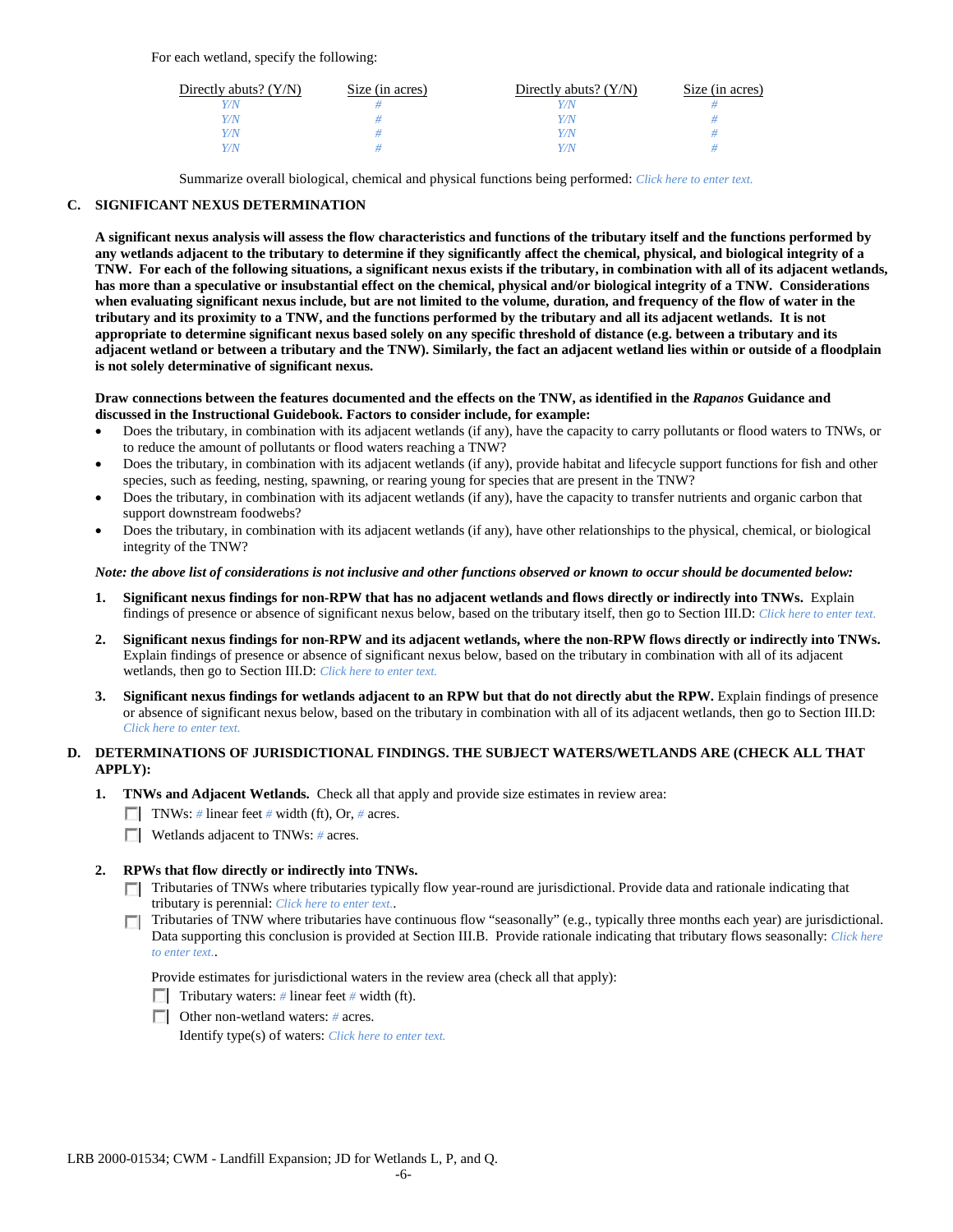For each wetland, specify the following:

| Directly abuts? (Y/N) | Size (in acres) | Directly abuts? (Y/N) | Size (in acres) |
|---|---|---|---|
| *Y/N* | *#* | *Y/N* | *#* |
| *Y/N* | *#* | *Y/N* | *#* |
| *Y/N* | *#* | *Y/N* | *#* |
| *Y/N* | *#* | *Y/N* | *#* |

Summarize overall biological, chemical and physical functions being performed: *Click here to enter text.*

## C. SIGNIFICANT NEXUS DETERMINATION

**A significant nexus analysis will assess the flow characteristics and functions of the tributary itself and the functions performed by any wetlands adjacent to the tributary to determine if they significantly affect the chemical, physical, and biological integrity of a TNW. For each of the following situations, a significant nexus exists if the tributary, in combination with all of its adjacent wetlands, has more than a speculative or insubstantial effect on the chemical, physical and/or biological integrity of a TNW. Considerations when evaluating significant nexus include, but are not limited to the volume, duration, and frequency of the flow of water in the tributary and its proximity to a TNW, and the functions performed by the tributary and all its adjacent wetlands. It is not appropriate to determine significant nexus based solely on any specific threshold of distance (e.g. between a tributary and its adjacent wetland or between a tributary and the TNW). Similarly, the fact an adjacent wetland lies within or outside of a floodplain is not solely determinative of significant nexus.**

**Draw connections between the features documented and the effects on the TNW, as identified in the *Rapanos* Guidance and discussed in the Instructional Guidebook. Factors to consider include, for example:**

- Does the tributary, in combination with its adjacent wetlands (if any), have the capacity to carry pollutants or flood waters to TNWs, or to reduce the amount of pollutants or flood waters reaching a TNW?
- Does the tributary, in combination with its adjacent wetlands (if any), provide habitat and lifecycle support functions for fish and other species, such as feeding, nesting, spawning, or rearing young for species that are present in the TNW?
- Does the tributary, in combination with its adjacent wetlands (if any), have the capacity to transfer nutrients and organic carbon that support downstream foodwebs?
- Does the tributary, in combination with its adjacent wetlands (if any), have other relationships to the physical, chemical, or biological integrity of the TNW?

***Note: the above list of considerations is not inclusive and other functions observed or known to occur should be documented below:***

1. **Significant nexus findings for non-RPW that has no adjacent wetlands and flows directly or indirectly into TNWs.** Explain findings of presence or absence of significant nexus below, based on the tributary itself, then go to Section III.D: *Click here to enter text.*

2. **Significant nexus findings for non-RPW and its adjacent wetlands, where the non-RPW flows directly or indirectly into TNWs.** Explain findings of presence or absence of significant nexus below, based on the tributary in combination with all of its adjacent wetlands, then go to Section III.D: *Click here to enter text.*

3. **Significant nexus findings for wetlands adjacent to an RPW but that do not directly abut the RPW.** Explain findings of presence or absence of significant nexus below, based on the tributary in combination with all of its adjacent wetlands, then go to Section III.D: *Click here to enter text.*

## D. DETERMINATIONS OF JURISDICTIONAL FINDINGS. THE SUBJECT WATERS/WETLANDS ARE (CHECK ALL THAT APPLY):

1. **TNWs and Adjacent Wetlands.** Check all that apply and provide size estimates in review area:
   - ☐ TNWs: *#* linear feet *#* width (ft), Or, *#* acres.
   - ☐ Wetlands adjacent to TNWs: *#* acres.

2. **RPWs that flow directly or indirectly into TNWs.**
   - ☐ Tributaries of TNWs where tributaries typically flow year-round are jurisdictional. Provide data and rationale indicating that tributary is perennial: *Click here to enter text.*.
   - ☐ Tributaries of TNW where tributaries have continuous flow "seasonally" (e.g., typically three months each year) are jurisdictional. Data supporting this conclusion is provided at Section III.B. Provide rationale indicating that tributary flows seasonally: *Click here to enter text.*.

   Provide estimates for jurisdictional waters in the review area (check all that apply):
   - ☐ Tributary waters: *#* linear feet *#* width (ft).
   - ☐ Other non-wetland waters: *#* acres.
     Identify type(s) of waters: *Click here to enter text.*

LRB 2000-01534; CWM - Landfill Expansion; JD for Wetlands L, P, and Q.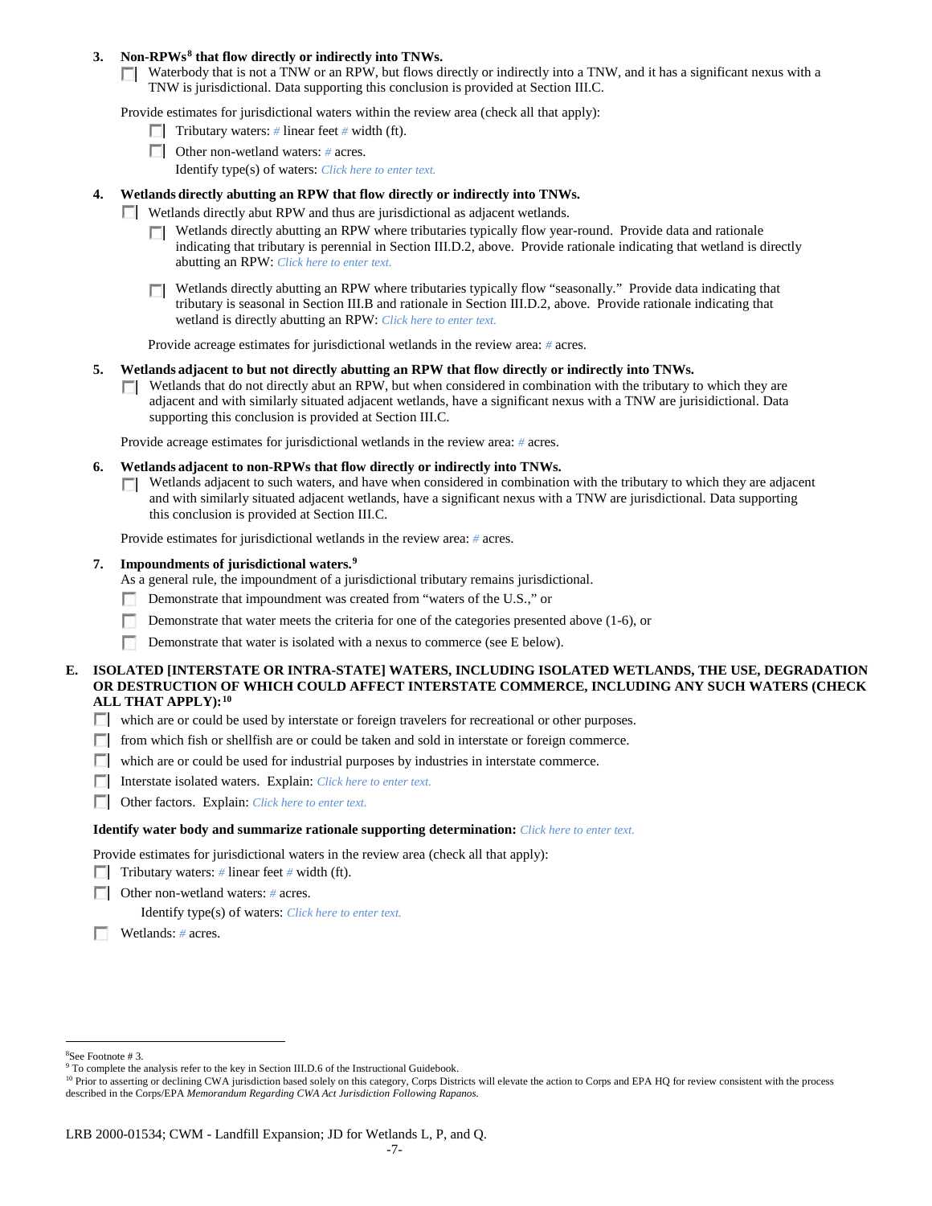**3. Non-RPWs[8] that flow directly or indirectly into TNWs.**

☐ Waterbody that is not a TNW or an RPW, but flows directly or indirectly into a TNW, and it has a significant nexus with a TNW is jurisdictional. Data supporting this conclusion is provided at Section III.C.

Provide estimates for jurisdictional waters within the review area (check all that apply):

- ☐ Tributary waters: # linear feet # width (ft).
- ☐ Other non-wetland waters: # acres.
  Identify type(s) of waters: *Click here to enter text.*

**4. Wetlands directly abutting an RPW that flow directly or indirectly into TNWs.**

☐ Wetlands directly abut RPW and thus are jurisdictional as adjacent wetlands.

- ☐ Wetlands directly abutting an RPW where tributaries typically flow year-round. Provide data and rationale indicating that tributary is perennial in Section III.D.2, above. Provide rationale indicating that wetland is directly abutting an RPW: *Click here to enter text.*
- ☐ Wetlands directly abutting an RPW where tributaries typically flow "seasonally." Provide data indicating that tributary is seasonal in Section III.B and rationale in Section III.D.2, above. Provide rationale indicating that wetland is directly abutting an RPW: *Click here to enter text.*

Provide acreage estimates for jurisdictional wetlands in the review area: # acres.

**5. Wetlands adjacent to but not directly abutting an RPW that flow directly or indirectly into TNWs.**

☐ Wetlands that do not directly abut an RPW, but when considered in combination with the tributary to which they are adjacent and with similarly situated adjacent wetlands, have a significant nexus with a TNW are jurisdictional. Data supporting this conclusion is provided at Section III.C.

Provide acreage estimates for jurisdictional wetlands in the review area: # acres.

**6. Wetlands adjacent to non-RPWs that flow directly or indirectly into TNWs.**

☐ Wetlands adjacent to such waters, and have when considered in combination with the tributary to which they are adjacent and with similarly situated adjacent wetlands, have a significant nexus with a TNW are jurisdictional. Data supporting this conclusion is provided at Section III.C.

Provide estimates for jurisdictional wetlands in the review area: # acres.

**7. Impoundments of jurisdictional waters.[9]**

As a general rule, the impoundment of a jurisdictional tributary remains jurisdictional.

- ☐ Demonstrate that impoundment was created from "waters of the U.S.," or
- ☐ Demonstrate that water meets the criteria for one of the categories presented above (1-6), or
- ☐ Demonstrate that water is isolated with a nexus to commerce (see E below).

**E. ISOLATED [INTERSTATE OR INTRA-STATE] WATERS, INCLUDING ISOLATED WETLANDS, THE USE, DEGRADATION OR DESTRUCTION OF WHICH COULD AFFECT INTERSTATE COMMERCE, INCLUDING ANY SUCH WATERS (CHECK ALL THAT APPLY):[10]**

- ☐ which are or could be used by interstate or foreign travelers for recreational or other purposes.
- ☐ from which fish or shellfish are or could be taken and sold in interstate or foreign commerce.
- ☐ which are or could be used for industrial purposes by industries in interstate commerce.
- ☐ Interstate isolated waters. Explain: *Click here to enter text.*
- ☐ Other factors. Explain: *Click here to enter text.*

**Identify water body and summarize rationale supporting determination:** *Click here to enter text.*

Provide estimates for jurisdictional waters in the review area (check all that apply):

- ☐ Tributary waters: # linear feet # width (ft).
- ☐ Other non-wetland waters: # acres.
  Identify type(s) of waters: *Click here to enter text.*
- ☐ Wetlands: # acres.

---

[8] See Footnote # 3.

[9] To complete the analysis refer to the key in Section III.D.6 of the Instructional Guidebook.

[10] Prior to asserting or declining CWA jurisdiction based solely on this category, Corps Districts will elevate the action to Corps and EPA HQ for review consistent with the process described in the Corps/EPA *Memorandum Regarding CWA Act Jurisdiction Following Rapanos.*

LRB 2000-01534; CWM - Landfill Expansion; JD for Wetlands L, P, and Q.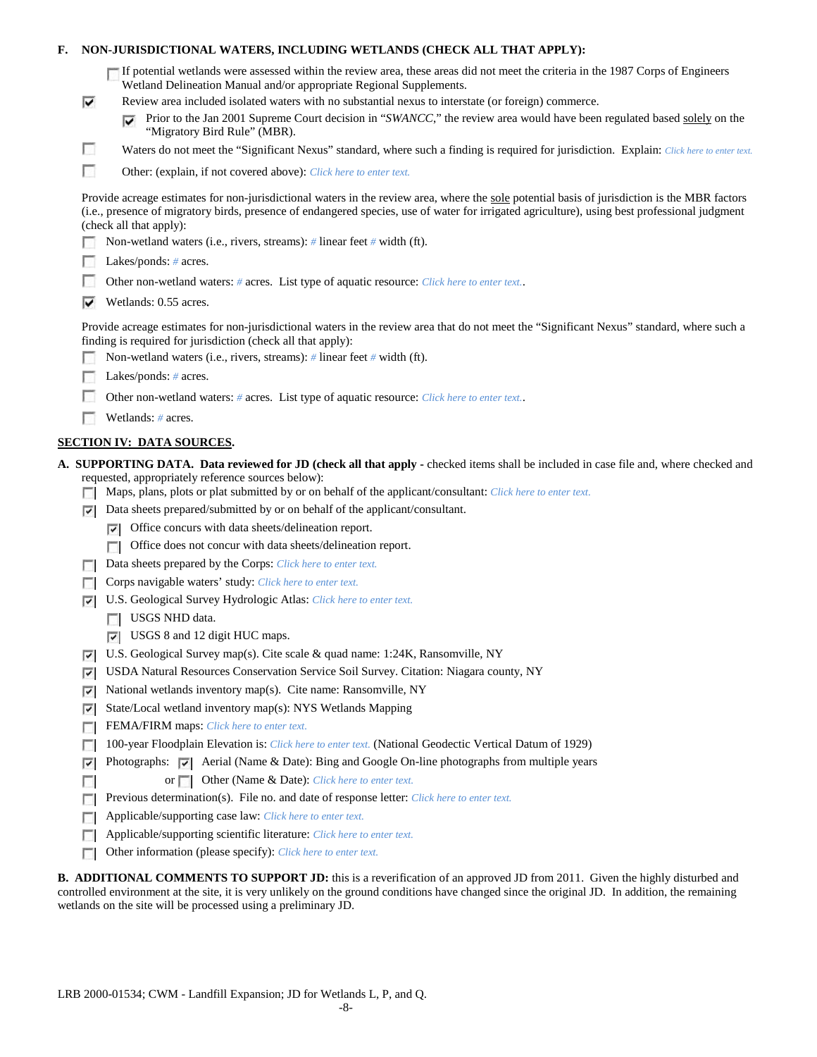**F. NON-JURISDICTIONAL WATERS, INCLUDING WETLANDS (CHECK ALL THAT APPLY):**

- [ ] If potential wetlands were assessed within the review area, these areas did not meet the criteria in the 1987 Corps of Engineers Wetland Delineation Manual and/or appropriate Regional Supplements.
- [x] Review area included isolated waters with no substantial nexus to interstate (or foreign) commerce.
  - [x] Prior to the Jan 2001 Supreme Court decision in "*SWANCC*," the review area would have been regulated based solely on the "Migratory Bird Rule" (MBR).
- [ ] Waters do not meet the "Significant Nexus" standard, where such a finding is required for jurisdiction. Explain: *Click here to enter text.*
- [ ] Other: (explain, if not covered above): *Click here to enter text.*

Provide acreage estimates for non-jurisdictional waters in the review area, where the sole potential basis of jurisdiction is the MBR factors (i.e., presence of migratory birds, presence of endangered species, use of water for irrigated agriculture), using best professional judgment (check all that apply):

- [ ] Non-wetland waters (i.e., rivers, streams): # linear feet # width (ft).
- [ ] Lakes/ponds: # acres.
- [ ] Other non-wetland waters: # acres. List type of aquatic resource: *Click here to enter text.*.
- [x] Wetlands: 0.55 acres.

Provide acreage estimates for non-jurisdictional waters in the review area that do not meet the "Significant Nexus" standard, where such a finding is required for jurisdiction (check all that apply):

- [ ] Non-wetland waters (i.e., rivers, streams): # linear feet # width (ft).
- [ ] Lakes/ponds: # acres.
- [ ] Other non-wetland waters: # acres. List type of aquatic resource: *Click here to enter text.*.
- [ ] Wetlands: # acres.

## SECTION IV: DATA SOURCES.

**A. SUPPORTING DATA. Data reviewed for JD (check all that apply** - checked items shall be included in case file and, where checked and requested, appropriately reference sources below):

- [ ] Maps, plans, plots or plat submitted by or on behalf of the applicant/consultant: *Click here to enter text.*
- [x] Data sheets prepared/submitted by or on behalf of the applicant/consultant.
  - [x] Office concurs with data sheets/delineation report.
  - [ ] Office does not concur with data sheets/delineation report.
- [ ] Data sheets prepared by the Corps: *Click here to enter text.*
- [ ] Corps navigable waters' study: *Click here to enter text.*
- [x] U.S. Geological Survey Hydrologic Atlas: *Click here to enter text.*
  - [ ] USGS NHD data.
  - [x] USGS 8 and 12 digit HUC maps.
- [x] U.S. Geological Survey map(s). Cite scale & quad name: 1:24K, Ransomville, NY
- [x] USDA Natural Resources Conservation Service Soil Survey. Citation: Niagara county, NY
- [x] National wetlands inventory map(s). Cite name: Ransomville, NY
- [x] State/Local wetland inventory map(s): NYS Wetlands Mapping
- [ ] FEMA/FIRM maps: *Click here to enter text.*
- [ ] 100-year Floodplain Elevation is: *Click here to enter text.* (National Geodectic Vertical Datum of 1929)
- [x] Photographs: [x] Aerial (Name & Date): Bing and Google On-line photographs from multiple years
- [ ] or [ ] Other (Name & Date): *Click here to enter text.*
- [ ] Previous determination(s). File no. and date of response letter: *Click here to enter text.*
- [ ] Applicable/supporting case law: *Click here to enter text.*
- [ ] Applicable/supporting scientific literature: *Click here to enter text.*
- [ ] Other information (please specify): *Click here to enter text.*

**B. ADDITIONAL COMMENTS TO SUPPORT JD:** this is a reverification of an approved JD from 2011. Given the highly disturbed and controlled environment at the site, it is very unlikely on the ground conditions have changed since the original JD. In addition, the remaining wetlands on the site will be processed using a preliminary JD.

LRB 2000-01534; CWM - Landfill Expansion; JD for Wetlands L, P, and Q.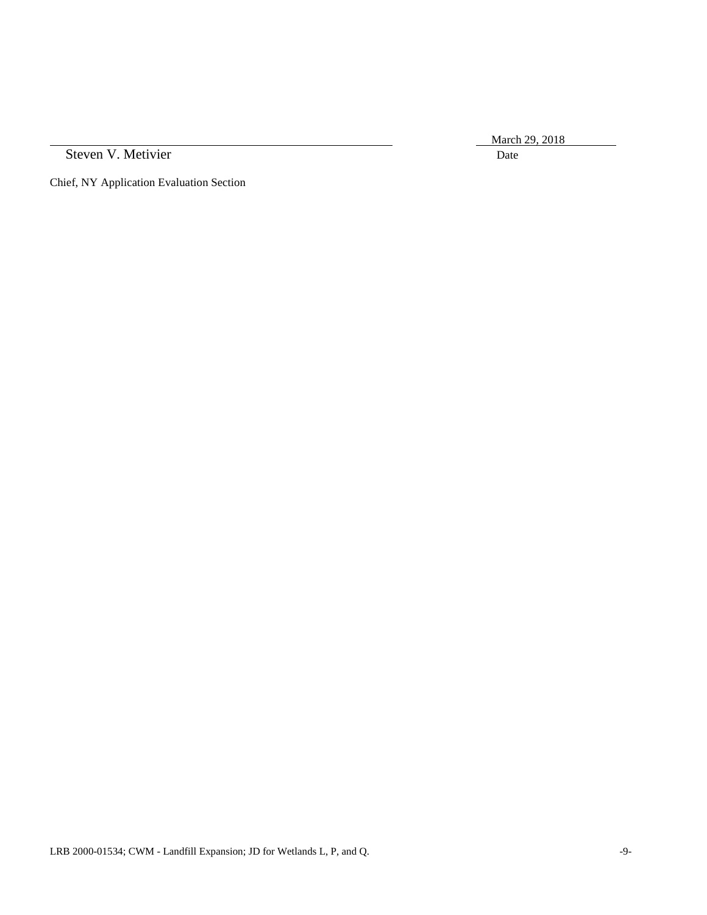Steven V. Metivier

March 29, 2018

Date

Chief, NY Application Evaluation Section